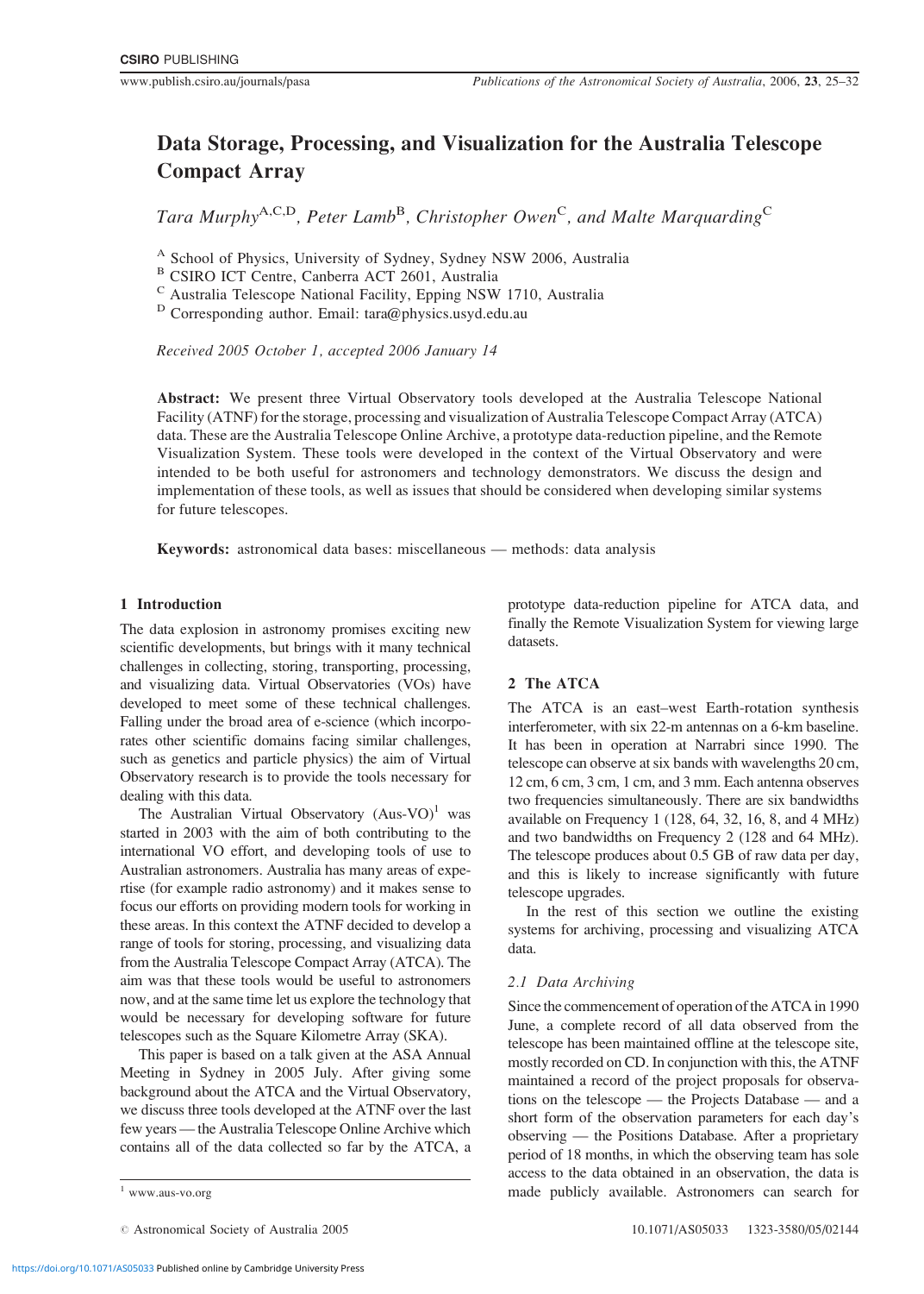# Data Storage, Processing, and Visualization for the Australia Telescope Compact Array

*Tara Murphy*[A,C,D], *Peter Lamb*[B], *Christopher Owen*[C], *and Malte Marquarding*[C]

[A] School of Physics, University of Sydney, Sydney NSW 2006, Australia
[B] CSIRO ICT Centre, Canberra ACT 2601, Australia
[C] Australia Telescope National Facility, Epping NSW 1710, Australia
[D] Corresponding author. Email: tara@physics.usyd.edu.au

*Received 2005 October 1, accepted 2006 January 14*

**Abstract:** We present three Virtual Observatory tools developed at the Australia Telescope National Facility (ATNF) for the storage, processing and visualization of Australia Telescope Compact Array (ATCA) data. These are the Australia Telescope Online Archive, a prototype data-reduction pipeline, and the Remote Visualization System. These tools were developed in the context of the Virtual Observatory and were intended to be both useful for astronomers and technology demonstrators. We discuss the design and implementation of these tools, as well as issues that should be considered when developing similar systems for future telescopes.

**Keywords:** astronomical data bases: miscellaneous — methods: data analysis

## 1 Introduction

The data explosion in astronomy promises exciting new scientific developments, but brings with it many technical challenges in collecting, storing, transporting, processing, and visualizing data. Virtual Observatories (VOs) have developed to meet some of these technical challenges. Falling under the broad area of e-science (which incorporates other scientific domains facing similar challenges, such as genetics and particle physics) the aim of Virtual Observatory research is to provide the tools necessary for dealing with this data.

The Australian Virtual Observatory (Aus-VO)[1] was started in 2003 with the aim of both contributing to the international VO effort, and developing tools of use to Australian astronomers. Australia has many areas of expertise (for example radio astronomy) and it makes sense to focus our efforts on providing modern tools for working in these areas. In this context the ATNF decided to develop a range of tools for storing, processing, and visualizing data from the Australia Telescope Compact Array (ATCA). The aim was that these tools would be useful to astronomers now, and at the same time let us explore the technology that would be necessary for developing software for future telescopes such as the Square Kilometre Array (SKA).

This paper is based on a talk given at the ASA Annual Meeting in Sydney in 2005 July. After giving some background about the ATCA and the Virtual Observatory, we discuss three tools developed at the ATNF over the last few years — the Australia Telescope Online Archive which contains all of the data collected so far by the ATCA, a prototype data-reduction pipeline for ATCA data, and finally the Remote Visualization System for viewing large datasets.

## 2 The ATCA

The ATCA is an east–west Earth-rotation synthesis interferometer, with six 22-m antennas on a 6-km baseline. It has been in operation at Narrabri since 1990. The telescope can observe at six bands with wavelengths 20 cm, 12 cm, 6 cm, 3 cm, 1 cm, and 3 mm. Each antenna observes two frequencies simultaneously. There are six bandwidths available on Frequency 1 (128, 64, 32, 16, 8, and 4 MHz) and two bandwidths on Frequency 2 (128 and 64 MHz). The telescope produces about 0.5 GB of raw data per day, and this is likely to increase significantly with future telescope upgrades.

In the rest of this section we outline the existing systems for archiving, processing and visualizing ATCA data.

### 2.1 Data Archiving

Since the commencement of operation of the ATCA in 1990 June, a complete record of all data observed from the telescope has been maintained offline at the telescope site, mostly recorded on CD. In conjunction with this, the ATNF maintained a record of the project proposals for observations on the telescope — the Projects Database — and a short form of the observation parameters for each day's observing — the Positions Database. After a proprietary period of 18 months, in which the observing team has sole access to the data obtained in an observation, the data is made publicly available. Astronomers can search for

[1] www.aus-vo.org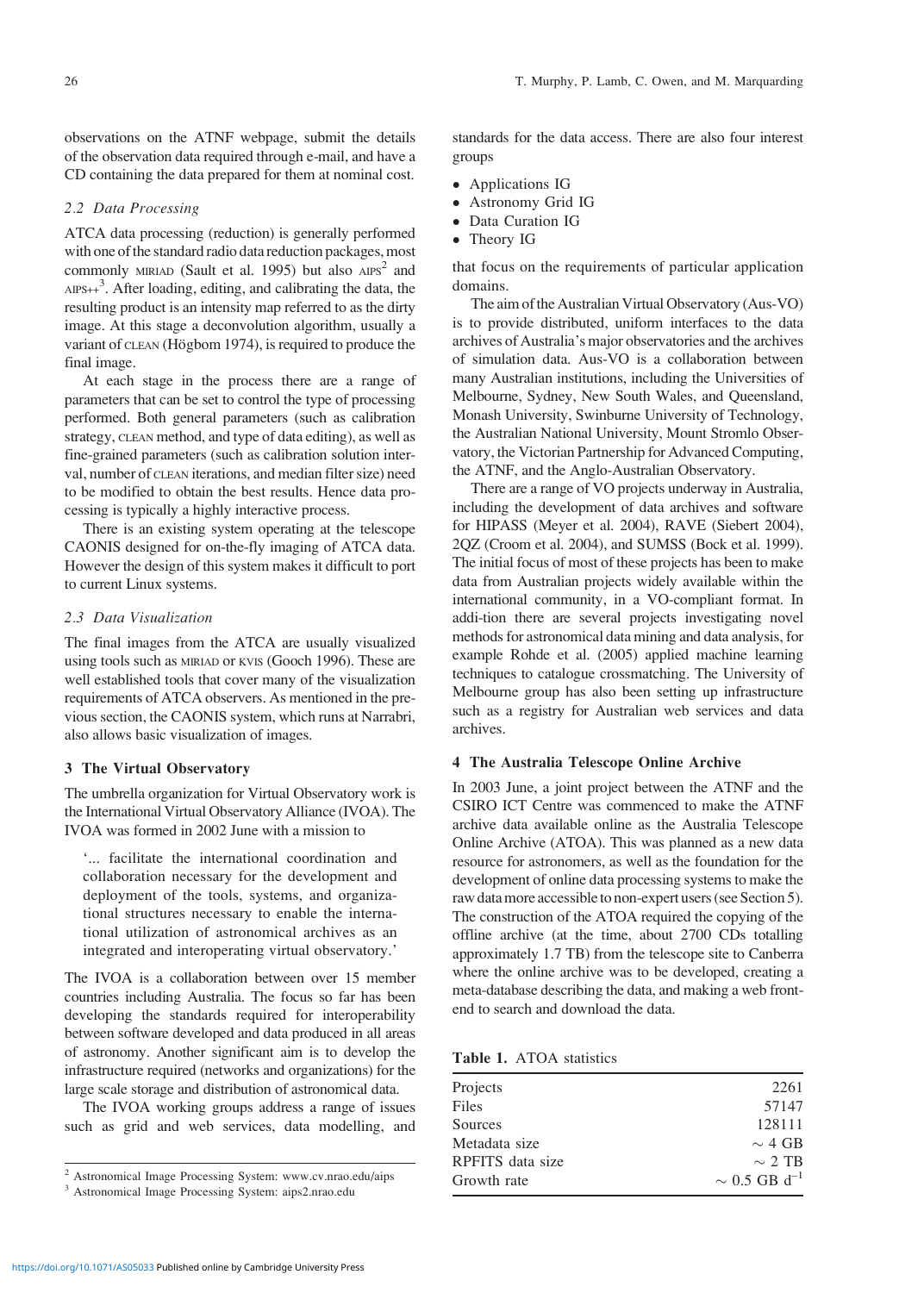observations on the ATNF webpage, submit the details of the observation data required through e-mail, and have a CD containing the data prepared for them at nominal cost.

### 2.2 Data Processing

ATCA data processing (reduction) is generally performed with one of the standard radio data reduction packages, most commonly MIRIAD (Sault et al. 1995) but also AIPS[2] and AIPS++[3]. After loading, editing, and calibrating the data, the resulting product is an intensity map referred to as the dirty image. At this stage a deconvolution algorithm, usually a variant of CLEAN (Högbom 1974), is required to produce the final image.

At each stage in the process there are a range of parameters that can be set to control the type of processing performed. Both general parameters (such as calibration strategy, CLEAN method, and type of data editing), as well as fine-grained parameters (such as calibration solution interval, number of CLEAN iterations, and median filter size) need to be modified to obtain the best results. Hence data processing is typically a highly interactive process.

There is an existing system operating at the telescope CAONIS designed for on-the-fly imaging of ATCA data. However the design of this system makes it difficult to port to current Linux systems.

### 2.3 Data Visualization

The final images from the ATCA are usually visualized using tools such as MIRIAD or KVIS (Gooch 1996). These are well established tools that cover many of the visualization requirements of ATCA observers. As mentioned in the previous section, the CAONIS system, which runs at Narrabri, also allows basic visualization of images.

## 3 The Virtual Observatory

The umbrella organization for Virtual Observatory work is the International Virtual Observatory Alliance (IVOA). The IVOA was formed in 2002 June with a mission to

> '... facilitate the international coordination and collaboration necessary for the development and deployment of the tools, systems, and organizational structures necessary to enable the international utilization of astronomical archives as an integrated and interoperating virtual observatory.'

The IVOA is a collaboration between over 15 member countries including Australia. The focus so far has been developing the standards required for interoperability between software developed and data produced in all areas of astronomy. Another significant aim is to develop the infrastructure required (networks and organizations) for the large scale storage and distribution of astronomical data.

The IVOA working groups address a range of issues such as grid and web services, data modelling, and standards for the data access. There are also four interest groups

- Applications IG
- Astronomy Grid IG
- Data Curation IG
- Theory IG

that focus on the requirements of particular application domains.

The aim of the Australian Virtual Observatory (Aus-VO) is to provide distributed, uniform interfaces to the data archives of Australia's major observatories and the archives of simulation data. Aus-VO is a collaboration between many Australian institutions, including the Universities of Melbourne, Sydney, New South Wales, and Queensland, Monash University, Swinburne University of Technology, the Australian National University, Mount Stromlo Observatory, the Victorian Partnership for Advanced Computing, the ATNF, and the Anglo-Australian Observatory.

There are a range of VO projects underway in Australia, including the development of data archives and software for HIPASS (Meyer et al. 2004), RAVE (Siebert 2004), 2QZ (Croom et al. 2004), and SUMSS (Bock et al. 1999). The initial focus of most of these projects has been to make data from Australian projects widely available within the international community, in a VO-compliant format. In addi-tion there are several projects investigating novel methods for astronomical data mining and data analysis, for example Rohde et al. (2005) applied machine learning techniques to catalogue crossmatching. The University of Melbourne group has also been setting up infrastructure such as a registry for Australian web services and data archives.

## 4 The Australia Telescope Online Archive

In 2003 June, a joint project between the ATNF and the CSIRO ICT Centre was commenced to make the ATNF archive data available online as the Australia Telescope Online Archive (ATOA). This was planned as a new data resource for astronomers, as well as the foundation for the development of online data processing systems to make the raw data more accessible to non-expert users (see Section 5). The construction of the ATOA required the copying of the offline archive (at the time, about 2700 CDs totalling approximately 1.7 TB) from the telescope site to Canberra where the online archive was to be developed, creating a meta-database describing the data, and making a web front-end to search and download the data.

**Table 1.** ATOA statistics

| | |
|---|---|
| Projects | 2261 |
| Files | 57147 |
| Sources | 128111 |
| Metadata size | $\sim$ 4 GB |
| RPFITS data size | $\sim$ 2 TB |
| Growth rate | $\sim$ 0.5 GB d$^{-1}$ |

[2] Astronomical Image Processing System: www.cv.nrao.edu/aips

[3] Astronomical Image Processing System: aips2.nrao.edu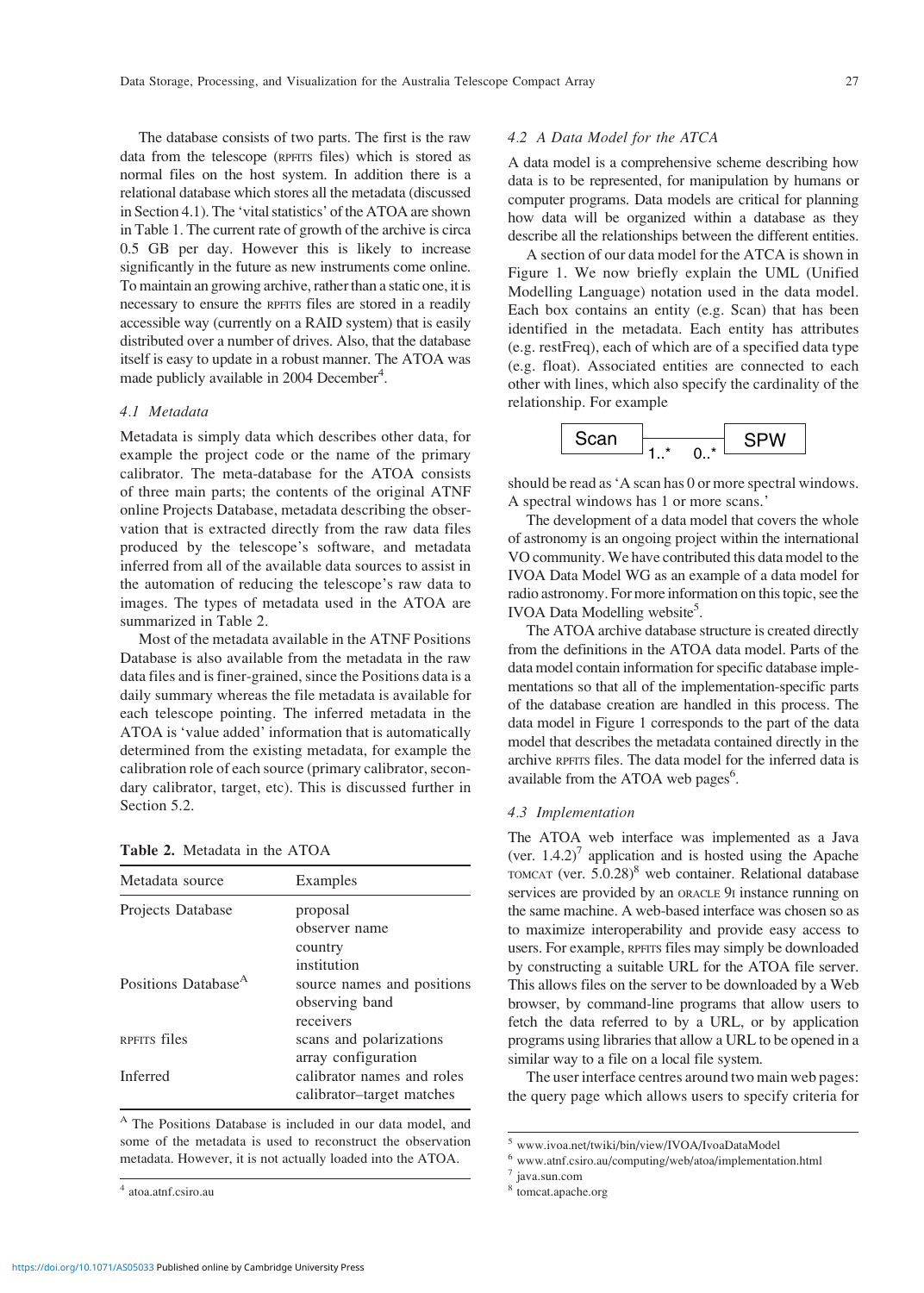The database consists of two parts. The first is the raw data from the telescope (RPFITS files) which is stored as normal files on the host system. In addition there is a relational database which stores all the metadata (discussed in Section 4.1). The 'vital statistics' of the ATOA are shown in Table 1. The current rate of growth of the archive is circa 0.5 GB per day. However this is likely to increase significantly in the future as new instruments come online. To maintain an growing archive, rather than a static one, it is necessary to ensure the RPFITS files are stored in a readily accessible way (currently on a RAID system) that is easily distributed over a number of drives. Also, that the database itself is easy to update in a robust manner. The ATOA was made publicly available in 2004 December[4].

### 4.1 Metadata

Metadata is simply data which describes other data, for example the project code or the name of the primary calibrator. The meta-database for the ATOA consists of three main parts; the contents of the original ATNF online Projects Database, metadata describing the observation that is extracted directly from the raw data files produced by the telescope's software, and metadata inferred from all of the available data sources to assist in the automation of reducing the telescope's raw data to images. The types of metadata used in the ATOA are summarized in Table 2.

Most of the metadata available in the ATNF Positions Database is also available from the metadata in the raw data files and is finer-grained, since the Positions data is a daily summary whereas the file metadata is available for each telescope pointing. The inferred metadata in the ATOA is 'value added' information that is automatically determined from the existing metadata, for example the calibration role of each source (primary calibrator, secondary calibrator, target, etc). This is discussed further in Section 5.2.

**Table 2.** Metadata in the ATOA

| Metadata source | Examples |
|---|---|
| Projects Database | proposal<br>observer name<br>country<br>institution |
| Positions Database[A] | source names and positions<br>observing band<br>receivers |
| RPFITS files | scans and polarizations<br>array configuration |
| Inferred | calibrator names and roles<br>calibrator–target matches |

[A] The Positions Database is included in our data model, and some of the metadata is used to reconstruct the observation metadata. However, it is not actually loaded into the ATOA.

[4] atoa.atnf.csiro.au

### 4.2 A Data Model for the ATCA

A data model is a comprehensive scheme describing how data is to be represented, for manipulation by humans or computer programs. Data models are critical for planning how data will be organized within a database as they describe all the relationships between the different entities.

A section of our data model for the ATCA is shown in Figure 1. We now briefly explain the UML (Unified Modelling Language) notation used in the data model. Each box contains an entity (e.g. Scan) that has been identified in the metadata. Each entity has attributes (e.g. restFreq), each of which are of a specified data type (e.g. float). Associated entities are connected to each other with lines, which also specify the cardinality of the relationship. For example

```
Scan  1..*  ———  0..*  SPW
```

should be read as 'A scan has 0 or more spectral windows. A spectral windows has 1 or more scans.'

The development of a data model that covers the whole of astronomy is an ongoing project within the international VO community. We have contributed this data model to the IVOA Data Model WG as an example of a data model for radio astronomy. For more information on this topic, see the IVOA Data Modelling website[5].

The ATOA archive database structure is created directly from the definitions in the ATOA data model. Parts of the data model contain information for specific database implementations so that all of the implementation-specific parts of the database creation are handled in this process. The data model in Figure 1 corresponds to the part of the data model that describes the metadata contained directly in the archive RPFITS files. The data model for the inferred data is available from the ATOA web pages[6].

### 4.3 Implementation

The ATOA web interface was implemented as a Java (ver. 1.4.2)[7] application and is hosted using the Apache TOMCAT (ver. 5.0.28)[8] web container. Relational database services are provided by an ORACLE 9I instance running on the same machine. A web-based interface was chosen so as to maximize interoperability and provide easy access to users. For example, RPFITS files may simply be downloaded by constructing a suitable URL for the ATOA file server. This allows files on the server to be downloaded by a Web browser, by command-line programs that allow users to fetch the data referred to by a URL, or by application programs using libraries that allow a URL to be opened in a similar way to a file on a local file system.

The user interface centres around two main web pages: the query page which allows users to specify criteria for

[5] www.ivoa.net/twiki/bin/view/IVOA/IvoaDataModel

[6] www.atnf.csiro.au/computing/web/atoa/implementation.html

[7] java.sun.com

[8] tomcat.apache.org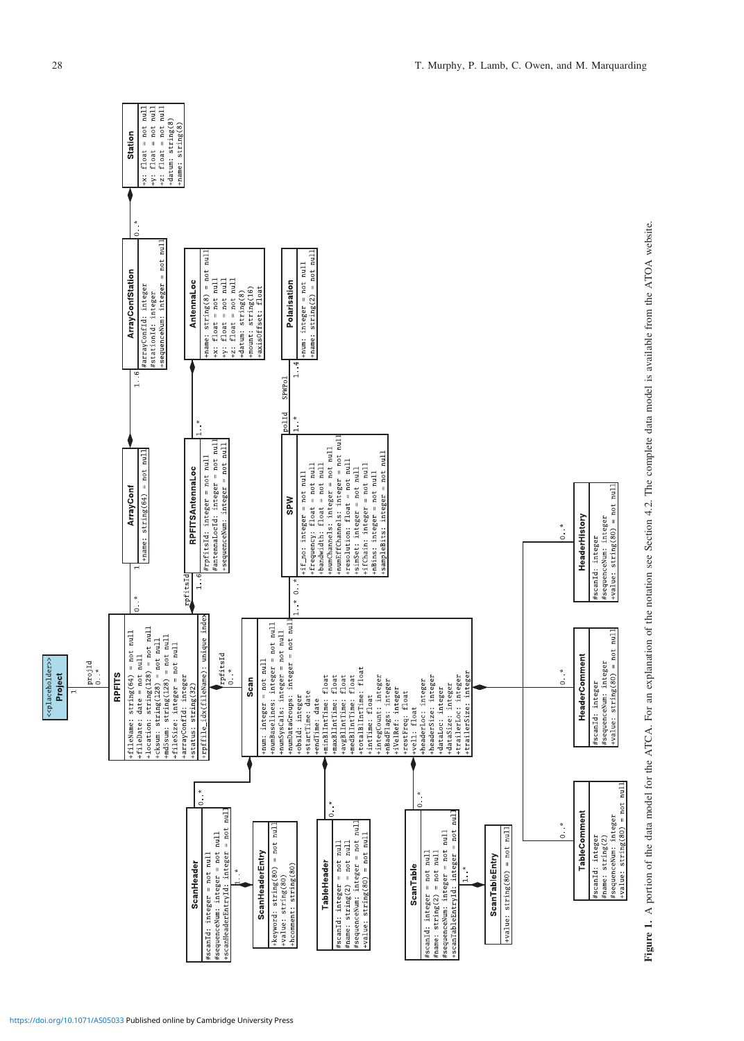```
<<placeholder>>
Project

RPFITS
+fileName: string(64) = not null
+fileDate: date = not null
+location: string(128) = not null
+cksum: string(128) = not null
+md5sum: string(128) = not null
+fileSize: integer = not null
+arrayConfId: integer
+status: string(32)
+rpffile_idx(fileName): unique index

Scan
+num: integer = not null
+numBaselines: integer = not null
+numSpWells: integer = not null
+numDataGroups: integer = not null
+obsId: integer
+startTime: date
+endTime: date
+minBlIntTime: float
+maxBlIntTime: float
+avgBlIntTime: float
+medBlIntTime: float
+totalBlIntTime: float
+intTime: float
+integCount: integer
+nBadFlags: integer
+iVelRef: integer
+restFreq: float
+vel1: float
+headerLoc: integer
+headerSize: integer
+dataLoc: integer
+dataSize: integer
+trailerLoc: integer
+trailerSize: integer

ArrayConf
+name: string(64) = not null

ArrayConfStation
#arrayConfId: integer
#stationId: integer
+sequenceNum: integer = not null

Station
+x: float = not null
+y: float = not null
+z: float = not null
+datum: string(8)
+name: string(8)

RPFITSAntennaLoc
#rpfitsId: integer = not null
#antennaLocId: integer = not null
+sequenceNum: integer = not null

AntennaLoc
+name: string(8) = not null
+x: float = not null
+y: float = not null
+z: float = not null
+datum: string(8)
+mount: string(16)
+axisOffset: float

SPW
+if_no: integer = not null
+frequency: float = not null
+bandwidth: float = not null
+numChannels: integer = not null
+numEffChannels: integer = not null
+resolution: float = not null
+simSet: integer = not null
+ifChain: integer = not null
+nBins: integer = not null
+sampleBits: integer = not null

Polarisation
+num: integer = not null
+name: string(2) = not null

ScanHeader
#scanId: integer = not null
#sequenceNum: integer = not null
+scanHeaderEntryId: integer = not null

ScanHeaderEntry
+keyword: string(80) = not null
+value: string(80)
+hcomment: string(80)

TableHeader
#scanId: integer = not null
#name: string(2) = not null
#sequenceNum: integer = not null
+value: string(80) = not null

ScanTable
#scanId: integer = not null
#name: string(2) = not null
#sequenceNum: integer = not null
+scanTableEntryId: integer = not null

ScanTableEntry
+value: string(80) = not null

TableComment
#scanId: integer
#name: string(2)
#sequenceNum: integer
+value: string(80) = not null

HeaderComment
#scanId: integer
#sequenceNum: integer
+value: string(80) = not null

HeaderHistory
#scanId: integer
#sequenceNum: integer
+value: string(80) = not null
```

**Figure 1.** A portion of the data model for the ATCA. For an explanation of the notation see Section 4.2. The complete data model is available from the ATOA website.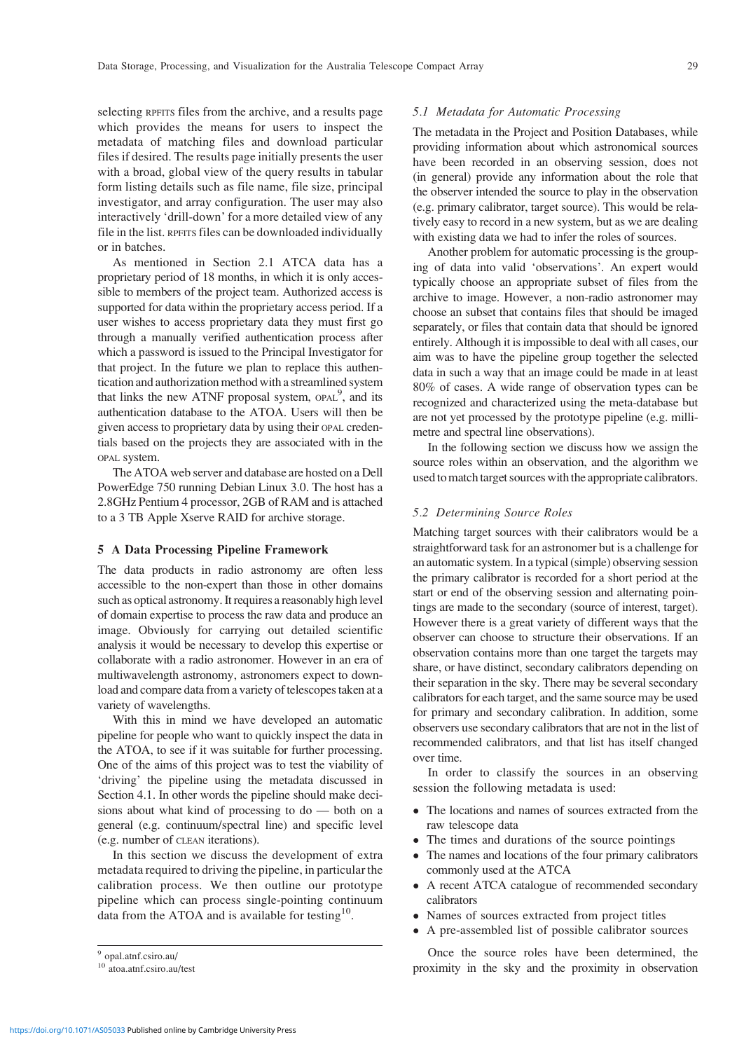selecting RPFITS files from the archive, and a results page which provides the means for users to inspect the metadata of matching files and download particular files if desired. The results page initially presents the user with a broad, global view of the query results in tabular form listing details such as file name, file size, principal investigator, and array configuration. The user may also interactively 'drill-down' for a more detailed view of any file in the list. RPFITS files can be downloaded individually or in batches.

As mentioned in Section 2.1 ATCA data has a proprietary period of 18 months, in which it is only accessible to members of the project team. Authorized access is supported for data within the proprietary access period. If a user wishes to access proprietary data they must first go through a manually verified authentication process after which a password is issued to the Principal Investigator for that project. In the future we plan to replace this authentication and authorization method with a streamlined system that links the new ATNF proposal system, OPAL[9], and its authentication database to the ATOA. Users will then be given access to proprietary data by using their OPAL credentials based on the projects they are associated with in the OPAL system.

The ATOA web server and database are hosted on a Dell PowerEdge 750 running Debian Linux 3.0. The host has a 2.8GHz Pentium 4 processor, 2GB of RAM and is attached to a 3 TB Apple Xserve RAID for archive storage.

## 5 A Data Processing Pipeline Framework

The data products in radio astronomy are often less accessible to the non-expert than those in other domains such as optical astronomy. It requires a reasonably high level of domain expertise to process the raw data and produce an image. Obviously for carrying out detailed scientific analysis it would be necessary to develop this expertise or collaborate with a radio astronomer. However in an era of multiwavelength astronomy, astronomers expect to download and compare data from a variety of telescopes taken at a variety of wavelengths.

With this in mind we have developed an automatic pipeline for people who want to quickly inspect the data in the ATOA, to see if it was suitable for further processing. One of the aims of this project was to test the viability of 'driving' the pipeline using the metadata discussed in Section 4.1. In other words the pipeline should make decisions about what kind of processing to do — both on a general (e.g. continuum/spectral line) and specific level (e.g. number of CLEAN iterations).

In this section we discuss the development of extra metadata required to driving the pipeline, in particular the calibration process. We then outline our prototype pipeline which can process single-pointing continuum data from the ATOA and is available for testing[10].

[9] opal.atnf.csiro.au/

[10] atoa.atnf.csiro.au/test

### *5.1 Metadata for Automatic Processing*

The metadata in the Project and Position Databases, while providing information about which astronomical sources have been recorded in an observing session, does not (in general) provide any information about the role that the observer intended the source to play in the observation (e.g. primary calibrator, target source). This would be relatively easy to record in a new system, but as we are dealing with existing data we had to infer the roles of sources.

Another problem for automatic processing is the grouping of data into valid 'observations'. An expert would typically choose an appropriate subset of files from the archive to image. However, a non-radio astronomer may choose an subset that contains files that should be imaged separately, or files that contain data that should be ignored entirely. Although it is impossible to deal with all cases, our aim was to have the pipeline group together the selected data in such a way that an image could be made in at least 80% of cases. A wide range of observation types can be recognized and characterized using the meta-database but are not yet processed by the prototype pipeline (e.g. millimetre and spectral line observations).

In the following section we discuss how we assign the source roles within an observation, and the algorithm we used to match target sources with the appropriate calibrators.

### *5.2 Determining Source Roles*

Matching target sources with their calibrators would be a straightforward task for an astronomer but is a challenge for an automatic system. In a typical (simple) observing session the primary calibrator is recorded for a short period at the start or end of the observing session and alternating pointings are made to the secondary (source of interest, target). However there is a great variety of different ways that the observer can choose to structure their observations. If an observation contains more than one target the targets may share, or have distinct, secondary calibrators depending on their separation in the sky. There may be several secondary calibrators for each target, and the same source may be used for primary and secondary calibration. In addition, some observers use secondary calibrators that are not in the list of recommended calibrators, and that list has itself changed over time.

In order to classify the sources in an observing session the following metadata is used:

- The locations and names of sources extracted from the raw telescope data
- The times and durations of the source pointings
- The names and locations of the four primary calibrators commonly used at the ATCA
- A recent ATCA catalogue of recommended secondary calibrators
- Names of sources extracted from project titles
- A pre-assembled list of possible calibrator sources

Once the source roles have been determined, the proximity in the sky and the proximity in observation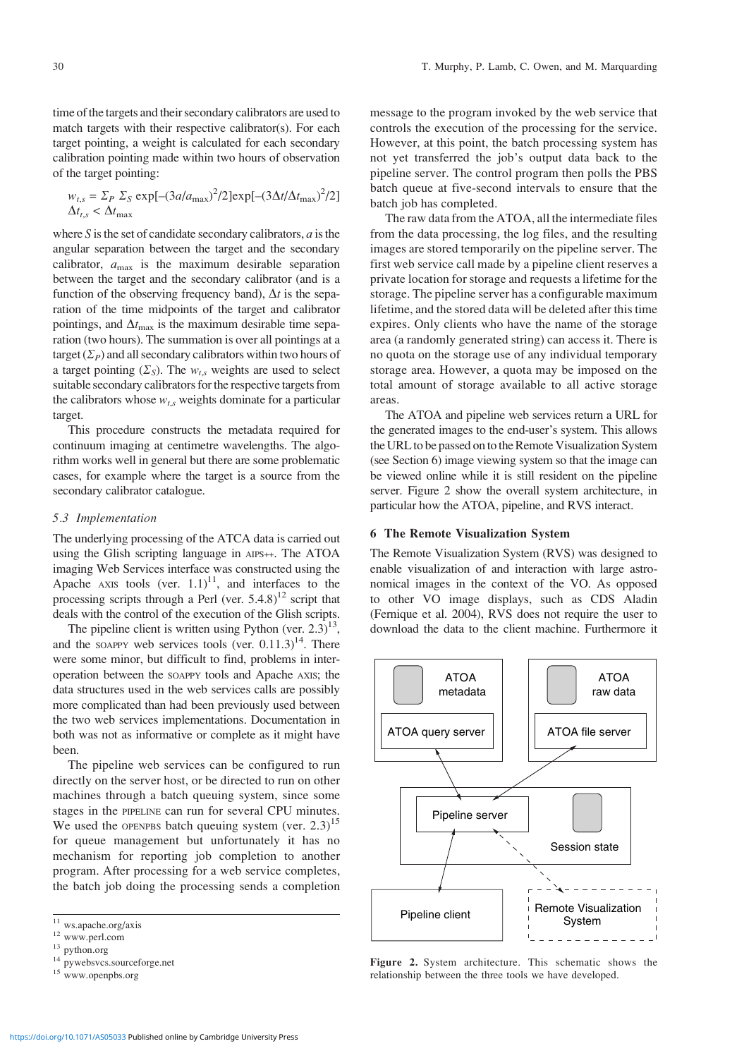time of the targets and their secondary calibrators are used to match targets with their respective calibrator(s). For each target pointing, a weight is calculated for each secondary calibration pointing made within two hours of observation of the target pointing:

$$w_{t,s} = \Sigma_P \, \Sigma_S \, \exp[-(3a/a_{\max})^2/2]\exp[-(3\Delta t/\Delta t_{\max})^2/2]$$
$$\Delta t_{t,s} < \Delta t_{\max}$$

where $S$ is the set of candidate secondary calibrators, $a$ is the angular separation between the target and the secondary calibrator, $a_{\max}$ is the maximum desirable separation between the target and the secondary calibrator (and is a function of the observing frequency band), $\Delta t$ is the separation of the time midpoints of the target and calibrator pointings, and $\Delta t_{\max}$ is the maximum desirable time separation (two hours). The summation is over all pointings at a target ($\Sigma_P$) and all secondary calibrators within two hours of a target pointing ($\Sigma_S$). The $w_{t,s}$ weights are used to select suitable secondary calibrators for the respective targets from the calibrators whose $w_{t,s}$ weights dominate for a particular target.

This procedure constructs the metadata required for continuum imaging at centimetre wavelengths. The algorithm works well in general but there are some problematic cases, for example where the target is a source from the secondary calibrator catalogue.

### 5.3 Implementation

The underlying processing of the ATCA data is carried out using the Glish scripting language in AIPS++. The ATOA imaging Web Services interface was constructed using the Apache AXIS tools (ver. 1.1)[11], and interfaces to the processing scripts through a Perl (ver. 5.4.8)[12] script that deals with the control of the execution of the Glish scripts.

The pipeline client is written using Python (ver. 2.3)[13], and the SOAPPY web services tools (ver. 0.11.3)[14]. There were some minor, but difficult to find, problems in interoperation between the SOAPPY tools and Apache AXIS; the data structures used in the web services calls are possibly more complicated than had been previously used between the two web services implementations. Documentation in both was not as informative or complete as it might have been.

The pipeline web services can be configured to run directly on the server host, or be directed to run on other machines through a batch queuing system, since some stages in the PIPELINE can run for several CPU minutes. We used the OPENPBS batch queuing system (ver. 2.3)[15] for queue management but unfortunately it has no mechanism for reporting job completion to another program. After processing for a web service completes, the batch job doing the processing sends a completion message to the program invoked by the web service that controls the execution of the processing for the service. However, at this point, the batch processing system has not yet transferred the job's output data back to the pipeline server. The control program then polls the PBS batch queue at five-second intervals to ensure that the batch job has completed.

The raw data from the ATOA, all the intermediate files from the data processing, the log files, and the resulting images are stored temporarily on the pipeline server. The first web service call made by a pipeline client reserves a private location for storage and requests a lifetime for the storage. The pipeline server has a configurable maximum lifetime, and the stored data will be deleted after this time expires. Only clients who have the name of the storage area (a randomly generated string) can access it. There is no quota on the storage use of any individual temporary storage area. However, a quota may be imposed on the total amount of storage available to all active storage areas.

The ATOA and pipeline web services return a URL for the generated images to the end-user's system. This allows the URL to be passed on to the Remote Visualization System (see Section 6) image viewing system so that the image can be viewed online while it is still resident on the pipeline server. Figure 2 show the overall system architecture, in particular how the ATOA, pipeline, and RVS interact.

## 6 The Remote Visualization System

The Remote Visualization System (RVS) was designed to enable visualization of and interaction with large astronomical images in the context of the VO. As opposed to other VO image displays, such as CDS Aladin (Fernique et al. 2004), RVS does not require the user to download the data to the client machine. Furthermore it

ATOA metadata

ATOA query server

ATOA raw data

ATOA file server

Pipeline server

Session state

Pipeline client

Remote Visualization System

**Figure 2.** System architecture. This schematic shows the relationship between the three tools we have developed.

[11] ws.apache.org/axis
[12] www.perl.com
[13] python.org
[14] pywebsvcs.sourceforge.net
[15] www.openpbs.org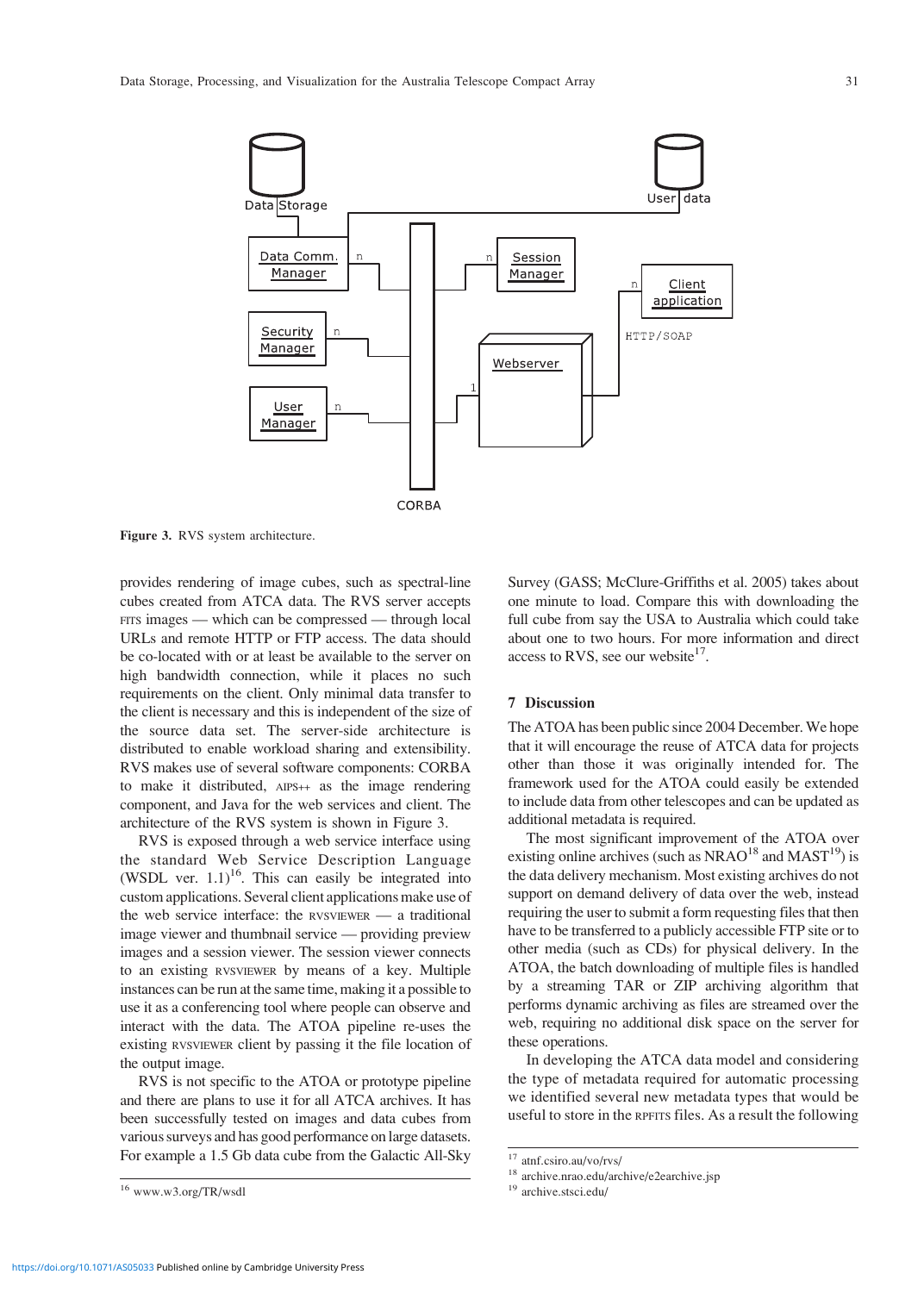Data Storage

User data

Data Comm. Manager

n

n

Session Manager

n

Client application

Security Manager

n

HTTP/SOAP

Webserver

User Manager

n

1

CORBA

**Figure 3.** RVS system architecture.

provides rendering of image cubes, such as spectral-line cubes created from ATCA data. The RVS server accepts FITS images — which can be compressed — through local URLs and remote HTTP or FTP access. The data should be co-located with or at least be available to the server on high bandwidth connection, while it places no such requirements on the client. Only minimal data transfer to the client is necessary and this is independent of the size of the source data set. The server-side architecture is distributed to enable workload sharing and extensibility. RVS makes use of several software components: CORBA to make it distributed, AIPS++ as the image rendering component, and Java for the web services and client. The architecture of the RVS system is shown in Figure 3.

RVS is exposed through a web service interface using the standard Web Service Description Language (WSDL ver. 1.1)[16]. This can easily be integrated into custom applications. Several client applications make use of the web service interface: the RVSVIEWER — a traditional image viewer and thumbnail service — providing preview images and a session viewer. The session viewer connects to an existing RVSVIEWER by means of a key. Multiple instances can be run at the same time, making it a possible to use it as a conferencing tool where people can observe and interact with the data. The ATOA pipeline re-uses the existing RVSVIEWER client by passing it the file location of the output image.

RVS is not specific to the ATOA or prototype pipeline and there are plans to use it for all ATCA archives. It has been successfully tested on images and data cubes from various surveys and has good performance on large datasets. For example a 1.5 Gb data cube from the Galactic All-Sky Survey (GASS; McClure-Griffiths et al. 2005) takes about one minute to load. Compare this with downloading the full cube from say the USA to Australia which could take about one to two hours. For more information and direct access to RVS, see our website[17].

## 7 Discussion

The ATOA has been public since 2004 December. We hope that it will encourage the reuse of ATCA data for projects other than those it was originally intended for. The framework used for the ATOA could easily be extended to include data from other telescopes and can be updated as additional metadata is required.

The most significant improvement of the ATOA over existing online archives (such as NRAO[18] and MAST[19]) is the data delivery mechanism. Most existing archives do not support on demand delivery of data over the web, instead requiring the user to submit a form requesting files that then have to be transferred to a publicly accessible FTP site or to other media (such as CDs) for physical delivery. In the ATOA, the batch downloading of multiple files is handled by a streaming TAR or ZIP archiving algorithm that performs dynamic archiving as files are streamed over the web, requiring no additional disk space on the server for these operations.

In developing the ATCA data model and considering the type of metadata required for automatic processing we identified several new metadata types that would be useful to store in the RPFITS files. As a result the following

[16] www.w3.org/TR/wsdl

[17] atnf.csiro.au/vo/rvs/

[18] archive.nrao.edu/archive/e2earchive.jsp

[19] archive.stsci.edu/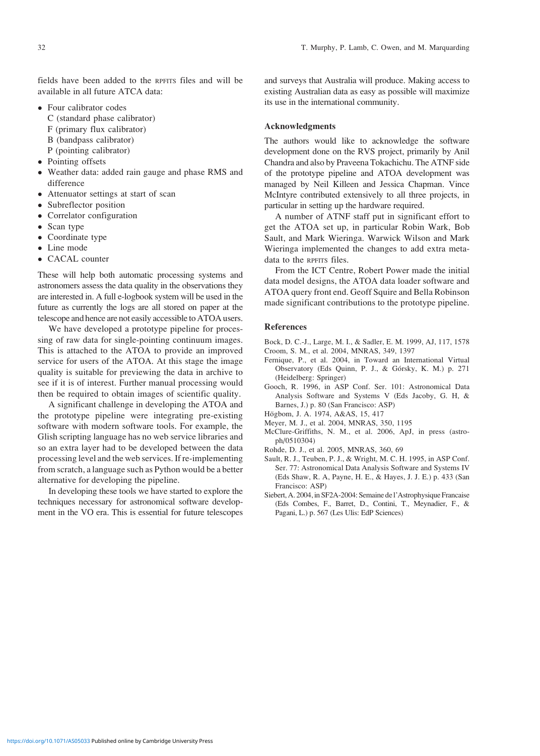fields have been added to the RPFITS files and will be available in all future ATCA data:

- Four calibrator codes
  C (standard phase calibrator)
  F (primary flux calibrator)
  B (bandpass calibrator)
  P (pointing calibrator)
- Pointing offsets
- Weather data: added rain gauge and phase RMS and difference
- Attenuator settings at start of scan
- Subreflector position
- Correlator configuration
- Scan type
- Coordinate type
- Line mode
- CACAL counter

These will help both automatic processing systems and astronomers assess the data quality in the observations they are interested in. A full e-logbook system will be used in the future as currently the logs are all stored on paper at the telescope and hence are not easily accessible to ATOA users.

We have developed a prototype pipeline for processing of raw data for single-pointing continuum images. This is attached to the ATOA to provide an improved service for users of the ATOA. At this stage the image quality is suitable for previewing the data in archive to see if it is of interest. Further manual processing would then be required to obtain images of scientific quality.

A significant challenge in developing the ATOA and the prototype pipeline were integrating pre-existing software with modern software tools. For example, the Glish scripting language has no web service libraries and so an extra layer had to be developed between the data processing level and the web services. If re-implementing from scratch, a language such as Python would be a better alternative for developing the pipeline.

In developing these tools we have started to explore the techniques necessary for astronomical software development in the VO era. This is essential for future telescopes and surveys that Australia will produce. Making access to existing Australian data as easy as possible will maximize its use in the international community.

## Acknowledgments

The authors would like to acknowledge the software development done on the RVS project, primarily by Anil Chandra and also by Praveena Tokachichu. The ATNF side of the prototype pipeline and ATOA development was managed by Neil Killeen and Jessica Chapman. Vince McIntyre contributed extensively to all three projects, in particular in setting up the hardware required.

A number of ATNF staff put in significant effort to get the ATOA set up, in particular Robin Wark, Bob Sault, and Mark Wieringa. Warwick Wilson and Mark Wieringa implemented the changes to add extra metadata to the RPFITS files.

From the ICT Centre, Robert Power made the initial data model designs, the ATOA data loader software and ATOA query front end. Geoff Squire and Bella Robinson made significant contributions to the prototype pipeline.

## References

Bock, D. C.-J., Large, M. I., & Sadler, E. M. 1999, AJ, 117, 1578

Croom, S. M., et al. 2004, MNRAS, 349, 1397

Fernique, P., et al. 2004, in Toward an International Virtual Observatory (Eds Quinn, P. J., & Górsky, K. M.) p. 271 (Heidelberg: Springer)

Gooch, R. 1996, in ASP Conf. Ser. 101: Astronomical Data Analysis Software and Systems V (Eds Jacoby, G. H, & Barnes, J.) p. 80 (San Francisco: ASP)

Högbom, J. A. 1974, A&AS, 15, 417

Meyer, M. J., et al. 2004, MNRAS, 350, 1195

McClure-Griffiths, N. M., et al. 2006, ApJ, in press (astro-ph/0510304)

Rohde, D. J., et al. 2005, MNRAS, 360, 69

Sault, R. J., Teuben, P. J., & Wright, M. C. H. 1995, in ASP Conf. Ser. 77: Astronomical Data Analysis Software and Systems IV (Eds Shaw, R. A, Payne, H. E., & Hayes, J. J. E.) p. 433 (San Francisco: ASP)

Siebert, A. 2004, in SF2A-2004: Semaine de l'Astrophysique Francaise (Eds Combes, F., Barret, D., Contini, T., Meynadier, F., & Pagani, L.) p. 567 (Les Ulis: EdP Sciences)